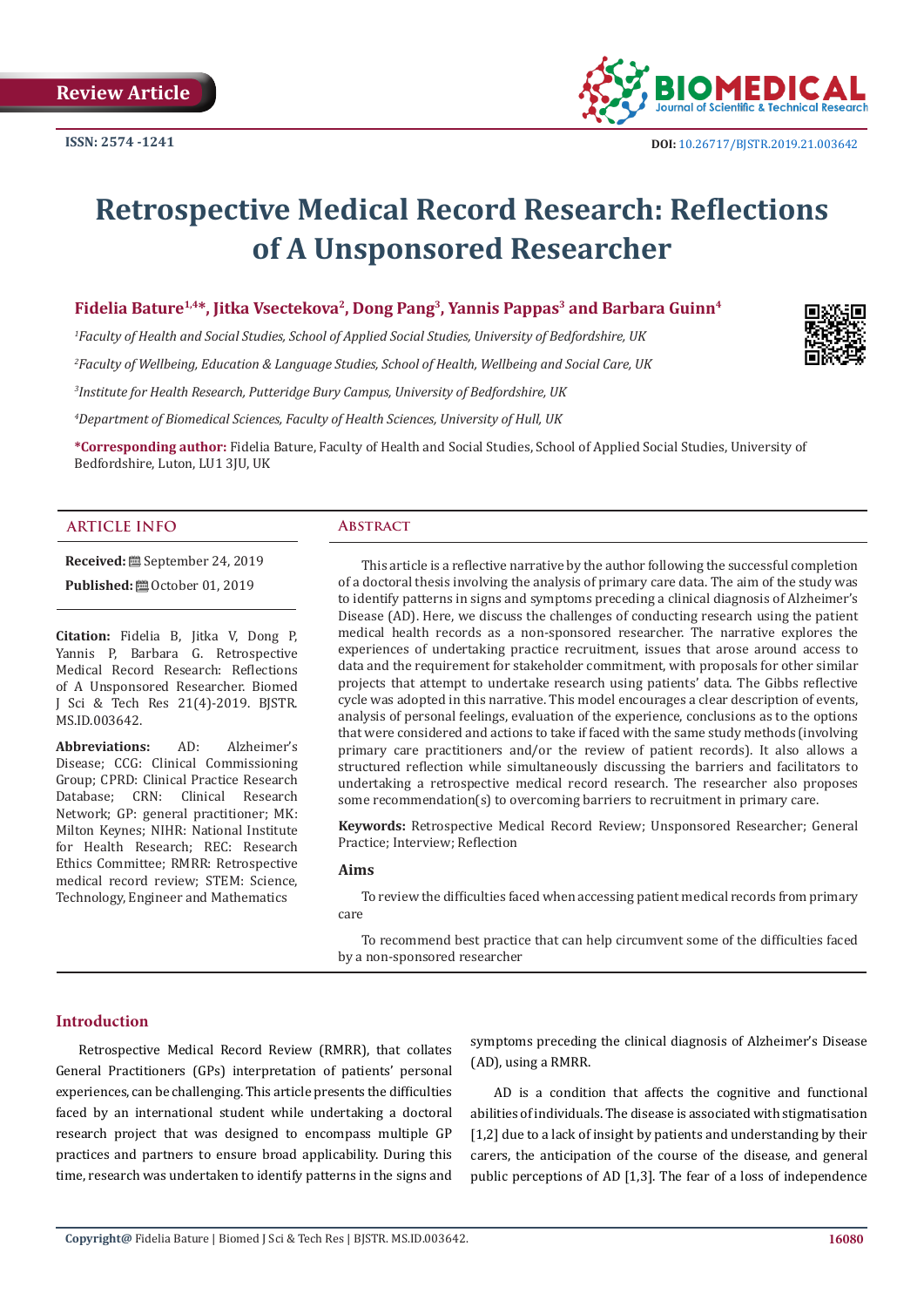Review Article

ISSN: 2574 -1241

DOI: 10.26717/BJSTR.2019.21.003642

# Retrospective Medical Record Research: Reflections of A Unsponsored Researcher

**Fidelia Bature[1,4*], Jitka Vsectekova[2], Dong Pang[3], Yannis Pappas[3] and Barbara Guinn[4]**

[1]*Faculty of Health and Social Studies, School of Applied Social Studies, University of Bedfordshire, UK*

[2]*Faculty of Wellbeing, Education & Language Studies, School of Health, Wellbeing and Social Care, UK*

[3]*Institute for Health Research, Putteridge Bury Campus, University of Bedfordshire, UK*

[4]*Department of Biomedical Sciences, Faculty of Health Sciences, University of Hull, UK*

**\*Corresponding author:** Fidelia Bature, Faculty of Health and Social Studies, School of Applied Social Studies, University of Bedfordshire, Luton, LU1 3JU, UK

## ARTICLE INFO

**Received:** September 24, 2019

**Published:** October 01, 2019

**Citation:** Fidelia B, Jitka V, Dong P, Yannis P, Barbara G. Retrospective Medical Record Research: Reflections of A Unsponsored Researcher. Biomed J Sci & Tech Res 21(4)-2019. BJSTR. MS.ID.003642.

**Abbreviations:** AD: Alzheimer's Disease; CCG: Clinical Commissioning Group; CPRD: Clinical Practice Research Database; CRN: Clinical Research Network; GP: general practitioner; MK: Milton Keynes; NIHR: National Institute for Health Research; REC: Research Ethics Committee; RMRR: Retrospective medical record review; STEM: Science, Technology, Engineer and Mathematics

## Abstract

This article is a reflective narrative by the author following the successful completion of a doctoral thesis involving the analysis of primary care data. The aim of the study was to identify patterns in signs and symptoms preceding a clinical diagnosis of Alzheimer's Disease (AD). Here, we discuss the challenges of conducting research using the patient medical health records as a non-sponsored researcher. The narrative explores the experiences of undertaking practice recruitment, issues that arose around access to data and the requirement for stakeholder commitment, with proposals for other similar projects that attempt to undertake research using patients' data. The Gibbs reflective cycle was adopted in this narrative. This model encourages a clear description of events, analysis of personal feelings, evaluation of the experience, conclusions as to the options that were considered and actions to take if faced with the same study methods (involving primary care practitioners and/or the review of patient records). It also allows a structured reflection while simultaneously discussing the barriers and facilitators to undertaking a retrospective medical record research. The researcher also proposes some recommendation(s) to overcoming barriers to recruitment in primary care.

**Keywords:** Retrospective Medical Record Review; Unsponsored Researcher; General Practice; Interview; Reflection

### Aims

To review the difficulties faced when accessing patient medical records from primary care

To recommend best practice that can help circumvent some of the difficulties faced by a non-sponsored researcher

## Introduction

Retrospective Medical Record Review (RMRR), that collates General Practitioners (GPs) interpretation of patients' personal experiences, can be challenging. This article presents the difficulties faced by an international student while undertaking a doctoral research project that was designed to encompass multiple GP practices and partners to ensure broad applicability. During this time, research was undertaken to identify patterns in the signs and symptoms preceding the clinical diagnosis of Alzheimer's Disease (AD), using a RMRR.

AD is a condition that affects the cognitive and functional abilities of individuals. The disease is associated with stigmatisation [1,2] due to a lack of insight by patients and understanding by their carers, the anticipation of the course of the disease, and general public perceptions of AD [1,3]. The fear of a loss of independence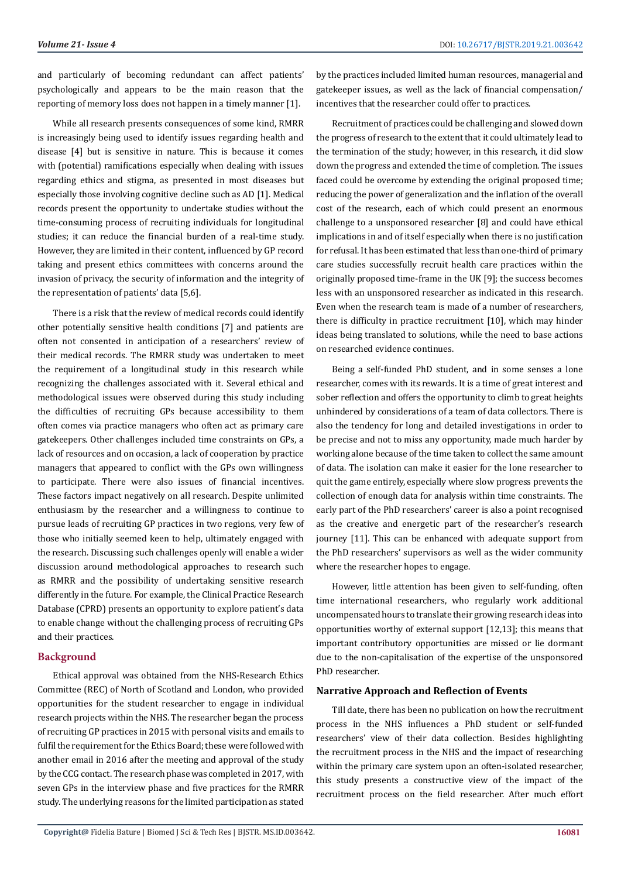and particularly of becoming redundant can affect patients' psychologically and appears to be the main reason that the reporting of memory loss does not happen in a timely manner [1].

While all research presents consequences of some kind, RMRR is increasingly being used to identify issues regarding health and disease [4] but is sensitive in nature. This is because it comes with (potential) ramifications especially when dealing with issues regarding ethics and stigma, as presented in most diseases but especially those involving cognitive decline such as AD [1]. Medical records present the opportunity to undertake studies without the time-consuming process of recruiting individuals for longitudinal studies; it can reduce the financial burden of a real-time study. However, they are limited in their content, influenced by GP record taking and present ethics committees with concerns around the invasion of privacy, the security of information and the integrity of the representation of patients' data [5,6].

There is a risk that the review of medical records could identify other potentially sensitive health conditions [7] and patients are often not consented in anticipation of a researchers' review of their medical records. The RMRR study was undertaken to meet the requirement of a longitudinal study in this research while recognizing the challenges associated with it. Several ethical and methodological issues were observed during this study including the difficulties of recruiting GPs because accessibility to them often comes via practice managers who often act as primary care gatekeepers. Other challenges included time constraints on GPs, a lack of resources and on occasion, a lack of cooperation by practice managers that appeared to conflict with the GPs own willingness to participate. There were also issues of financial incentives. These factors impact negatively on all research. Despite unlimited enthusiasm by the researcher and a willingness to continue to pursue leads of recruiting GP practices in two regions, very few of those who initially seemed keen to help, ultimately engaged with the research. Discussing such challenges openly will enable a wider discussion around methodological approaches to research such as RMRR and the possibility of undertaking sensitive research differently in the future. For example, the Clinical Practice Research Database (CPRD) presents an opportunity to explore patient's data to enable change without the challenging process of recruiting GPs and their practices.

## Background

Ethical approval was obtained from the NHS-Research Ethics Committee (REC) of North of Scotland and London, who provided opportunities for the student researcher to engage in individual research projects within the NHS. The researcher began the process of recruiting GP practices in 2015 with personal visits and emails to fulfil the requirement for the Ethics Board; these were followed with another email in 2016 after the meeting and approval of the study by the CCG contact. The research phase was completed in 2017, with seven GPs in the interview phase and five practices for the RMRR study. The underlying reasons for the limited participation as stated by the practices included limited human resources, managerial and gatekeeper issues, as well as the lack of financial compensation/incentives that the researcher could offer to practices.

Recruitment of practices could be challenging and slowed down the progress of research to the extent that it could ultimately lead to the termination of the study; however, in this research, it did slow down the progress and extended the time of completion. The issues faced could be overcome by extending the original proposed time; reducing the power of generalization and the inflation of the overall cost of the research, each of which could present an enormous challenge to a unsponsored researcher [8] and could have ethical implications in and of itself especially when there is no justification for refusal. It has been estimated that less than one-third of primary care studies successfully recruit health care practices within the originally proposed time-frame in the UK [9]; the success becomes less with an unsponsored researcher as indicated in this research. Even when the research team is made of a number of researchers, there is difficulty in practice recruitment [10], which may hinder ideas being translated to solutions, while the need to base actions on researched evidence continues.

Being a self-funded PhD student, and in some senses a lone researcher, comes with its rewards. It is a time of great interest and sober reflection and offers the opportunity to climb to great heights unhindered by considerations of a team of data collectors. There is also the tendency for long and detailed investigations in order to be precise and not to miss any opportunity, made much harder by working alone because of the time taken to collect the same amount of data. The isolation can make it easier for the lone researcher to quit the game entirely, especially where slow progress prevents the collection of enough data for analysis within time constraints. The early part of the PhD researchers' career is also a point recognised as the creative and energetic part of the researcher's research journey [11]. This can be enhanced with adequate support from the PhD researchers' supervisors as well as the wider community where the researcher hopes to engage.

However, little attention has been given to self-funding, often time international researchers, who regularly work additional uncompensated hours to translate their growing research ideas into opportunities worthy of external support [12,13]; this means that important contributory opportunities are missed or lie dormant due to the non-capitalisation of the expertise of the unsponsored PhD researcher.

### Narrative Approach and Reflection of Events

Till date, there has been no publication on how the recruitment process in the NHS influences a PhD student or self-funded researchers' view of their data collection. Besides highlighting the recruitment process in the NHS and the impact of researching within the primary care system upon an often-isolated researcher, this study presents a constructive view of the impact of the recruitment process on the field researcher. After much effort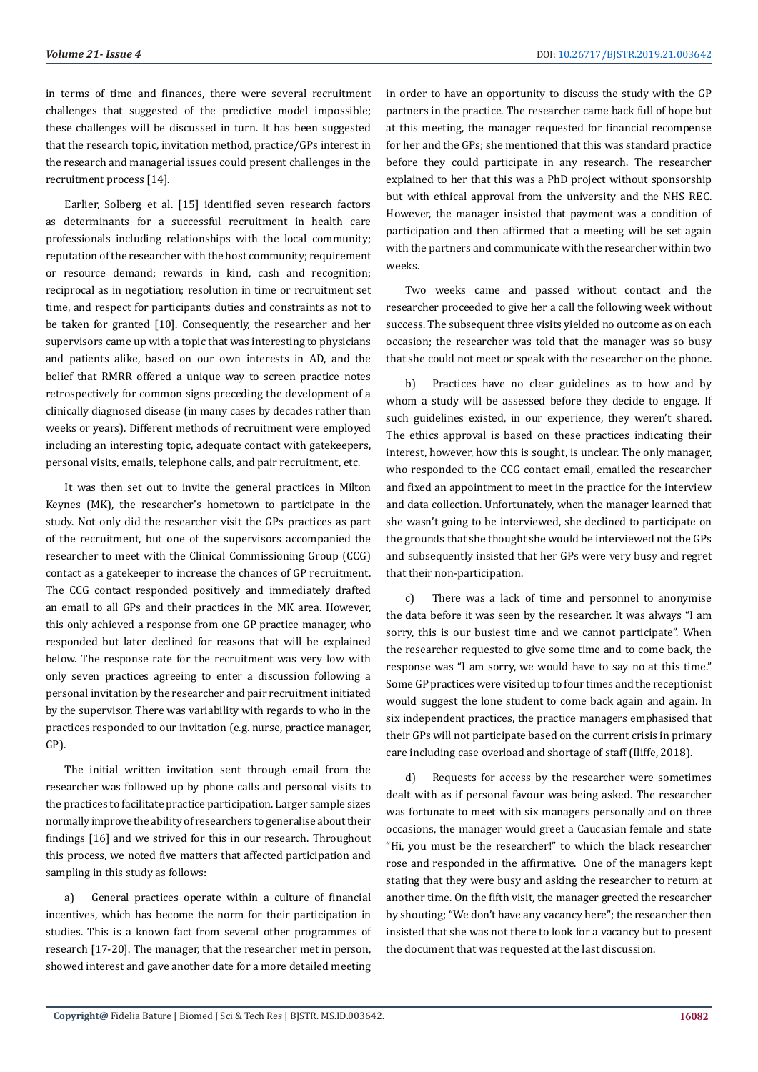in terms of time and finances, there were several recruitment challenges that suggested of the predictive model impossible; these challenges will be discussed in turn. It has been suggested that the research topic, invitation method, practice/GPs interest in the research and managerial issues could present challenges in the recruitment process [14].

Earlier, Solberg et al. [15] identified seven research factors as determinants for a successful recruitment in health care professionals including relationships with the local community; reputation of the researcher with the host community; requirement or resource demand; rewards in kind, cash and recognition; reciprocal as in negotiation; resolution in time or recruitment set time, and respect for participants duties and constraints as not to be taken for granted [10]. Consequently, the researcher and her supervisors came up with a topic that was interesting to physicians and patients alike, based on our own interests in AD, and the belief that RMRR offered a unique way to screen practice notes retrospectively for common signs preceding the development of a clinically diagnosed disease (in many cases by decades rather than weeks or years). Different methods of recruitment were employed including an interesting topic, adequate contact with gatekeepers, personal visits, emails, telephone calls, and pair recruitment, etc.

It was then set out to invite the general practices in Milton Keynes (MK), the researcher's hometown to participate in the study. Not only did the researcher visit the GPs practices as part of the recruitment, but one of the supervisors accompanied the researcher to meet with the Clinical Commissioning Group (CCG) contact as a gatekeeper to increase the chances of GP recruitment. The CCG contact responded positively and immediately drafted an email to all GPs and their practices in the MK area. However, this only achieved a response from one GP practice manager, who responded but later declined for reasons that will be explained below. The response rate for the recruitment was very low with only seven practices agreeing to enter a discussion following a personal invitation by the researcher and pair recruitment initiated by the supervisor. There was variability with regards to who in the practices responded to our invitation (e.g. nurse, practice manager, GP).

The initial written invitation sent through email from the researcher was followed up by phone calls and personal visits to the practices to facilitate practice participation. Larger sample sizes normally improve the ability of researchers to generalise about their findings [16] and we strived for this in our research. Throughout this process, we noted five matters that affected participation and sampling in this study as follows:

a) General practices operate within a culture of financial incentives, which has become the norm for their participation in studies. This is a known fact from several other programmes of research [17-20]. The manager, that the researcher met in person, showed interest and gave another date for a more detailed meeting in order to have an opportunity to discuss the study with the GP partners in the practice. The researcher came back full of hope but at this meeting, the manager requested for financial recompense for her and the GPs; she mentioned that this was standard practice before they could participate in any research. The researcher explained to her that this was a PhD project without sponsorship but with ethical approval from the university and the NHS REC. However, the manager insisted that payment was a condition of participation and then affirmed that a meeting will be set again with the partners and communicate with the researcher within two weeks.

Two weeks came and passed without contact and the researcher proceeded to give her a call the following week without success. The subsequent three visits yielded no outcome as on each occasion; the researcher was told that the manager was so busy that she could not meet or speak with the researcher on the phone.

b) Practices have no clear guidelines as to how and by whom a study will be assessed before they decide to engage. If such guidelines existed, in our experience, they weren't shared. The ethics approval is based on these practices indicating their interest, however, how this is sought, is unclear. The only manager, who responded to the CCG contact email, emailed the researcher and fixed an appointment to meet in the practice for the interview and data collection. Unfortunately, when the manager learned that she wasn't going to be interviewed, she declined to participate on the grounds that she thought she would be interviewed not the GPs and subsequently insisted that her GPs were very busy and regret that their non-participation.

c) There was a lack of time and personnel to anonymise the data before it was seen by the researcher. It was always "I am sorry, this is our busiest time and we cannot participate". When the researcher requested to give some time and to come back, the response was "I am sorry, we would have to say no at this time." Some GP practices were visited up to four times and the receptionist would suggest the lone student to come back again and again. In six independent practices, the practice managers emphasised that their GPs will not participate based on the current crisis in primary care including case overload and shortage of staff (Iliffe, 2018).

d) Requests for access by the researcher were sometimes dealt with as if personal favour was being asked. The researcher was fortunate to meet with six managers personally and on three occasions, the manager would greet a Caucasian female and state "Hi, you must be the researcher!" to which the black researcher rose and responded in the affirmative. One of the managers kept stating that they were busy and asking the researcher to return at another time. On the fifth visit, the manager greeted the researcher by shouting; "We don't have any vacancy here"; the researcher then insisted that she was not there to look for a vacancy but to present the document that was requested at the last discussion.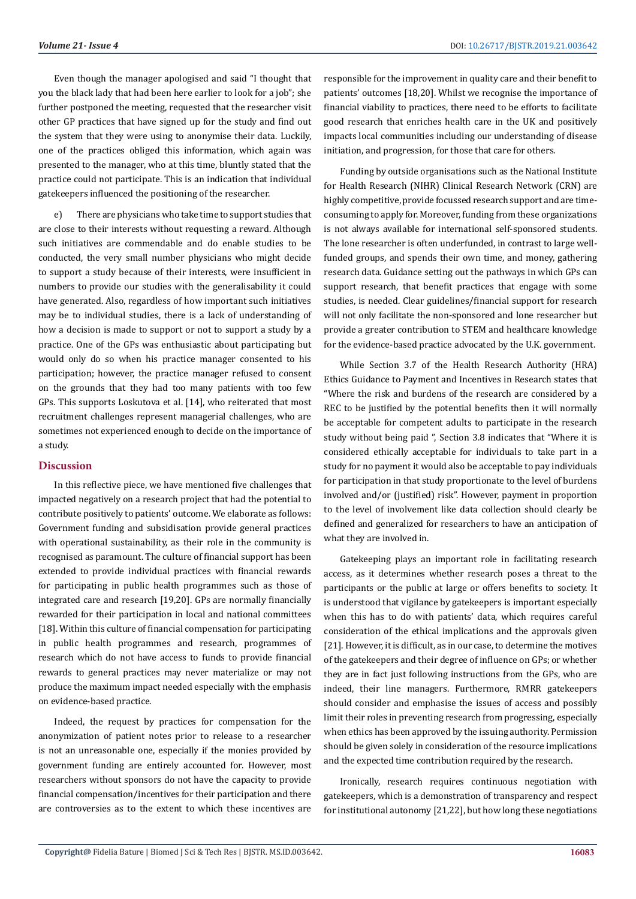Even though the manager apologised and said "I thought that you the black lady that had been here earlier to look for a job"; she further postponed the meeting, requested that the researcher visit other GP practices that have signed up for the study and find out the system that they were using to anonymise their data. Luckily, one of the practices obliged this information, which again was presented to the manager, who at this time, bluntly stated that the practice could not participate. This is an indication that individual gatekeepers influenced the positioning of the researcher.

e) There are physicians who take time to support studies that are close to their interests without requesting a reward. Although such initiatives are commendable and do enable studies to be conducted, the very small number physicians who might decide to support a study because of their interests, were insufficient in numbers to provide our studies with the generalisability it could have generated. Also, regardless of how important such initiatives may be to individual studies, there is a lack of understanding of how a decision is made to support or not to support a study by a practice. One of the GPs was enthusiastic about participating but would only do so when his practice manager consented to his participation; however, the practice manager refused to consent on the grounds that they had too many patients with too few GPs. This supports Loskutova et al. [14], who reiterated that most recruitment challenges represent managerial challenges, who are sometimes not experienced enough to decide on the importance of a study.

## Discussion

In this reflective piece, we have mentioned five challenges that impacted negatively on a research project that had the potential to contribute positively to patients' outcome. We elaborate as follows: Government funding and subsidisation provide general practices with operational sustainability, as their role in the community is recognised as paramount. The culture of financial support has been extended to provide individual practices with financial rewards for participating in public health programmes such as those of integrated care and research [19,20]. GPs are normally financially rewarded for their participation in local and national committees [18]. Within this culture of financial compensation for participating in public health programmes and research, programmes of research which do not have access to funds to provide financial rewards to general practices may never materialize or may not produce the maximum impact needed especially with the emphasis on evidence-based practice.

Indeed, the request by practices for compensation for the anonymization of patient notes prior to release to a researcher is not an unreasonable one, especially if the monies provided by government funding are entirely accounted for. However, most researchers without sponsors do not have the capacity to provide financial compensation/incentives for their participation and there are controversies as to the extent to which these incentives are responsible for the improvement in quality care and their benefit to patients' outcomes [18,20]. Whilst we recognise the importance of financial viability to practices, there need to be efforts to facilitate good research that enriches health care in the UK and positively impacts local communities including our understanding of disease initiation, and progression, for those that care for others.

Funding by outside organisations such as the National Institute for Health Research (NIHR) Clinical Research Network (CRN) are highly competitive, provide focussed research support and are time-consuming to apply for. Moreover, funding from these organizations is not always available for international self-sponsored students. The lone researcher is often underfunded, in contrast to large well-funded groups, and spends their own time, and money, gathering research data. Guidance setting out the pathways in which GPs can support research, that benefit practices that engage with some studies, is needed. Clear guidelines/financial support for research will not only facilitate the non-sponsored and lone researcher but provide a greater contribution to STEM and healthcare knowledge for the evidence-based practice advocated by the U.K. government.

While Section 3.7 of the Health Research Authority (HRA) Ethics Guidance to Payment and Incentives in Research states that "Where the risk and burdens of the research are considered by a REC to be justified by the potential benefits then it will normally be acceptable for competent adults to participate in the research study without being paid ", Section 3.8 indicates that "Where it is considered ethically acceptable for individuals to take part in a study for no payment it would also be acceptable to pay individuals for participation in that study proportionate to the level of burdens involved and/or (justified) risk". However, payment in proportion to the level of involvement like data collection should clearly be defined and generalized for researchers to have an anticipation of what they are involved in.

Gatekeeping plays an important role in facilitating research access, as it determines whether research poses a threat to the participants or the public at large or offers benefits to society. It is understood that vigilance by gatekeepers is important especially when this has to do with patients' data, which requires careful consideration of the ethical implications and the approvals given [21]. However, it is difficult, as in our case, to determine the motives of the gatekeepers and their degree of influence on GPs; or whether they are in fact just following instructions from the GPs, who are indeed, their line managers. Furthermore, RMRR gatekeepers should consider and emphasise the issues of access and possibly limit their roles in preventing research from progressing, especially when ethics has been approved by the issuing authority. Permission should be given solely in consideration of the resource implications and the expected time contribution required by the research.

Ironically, research requires continuous negotiation with gatekeepers, which is a demonstration of transparency and respect for institutional autonomy [21,22], but how long these negotiations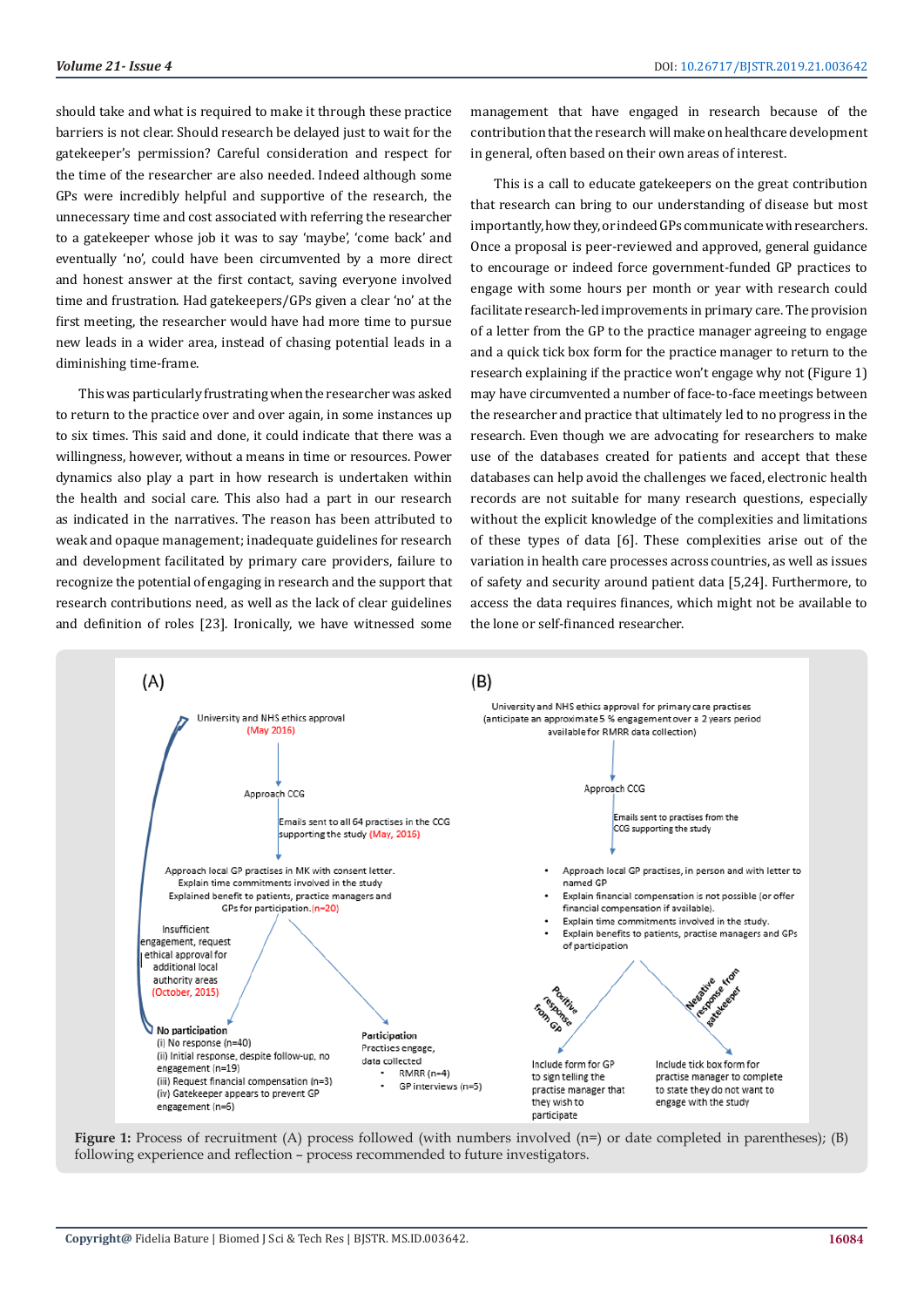should take and what is required to make it through these practice barriers is not clear. Should research be delayed just to wait for the gatekeeper's permission? Careful consideration and respect for the time of the researcher are also needed. Indeed although some GPs were incredibly helpful and supportive of the research, the unnecessary time and cost associated with referring the researcher to a gatekeeper whose job it was to say 'maybe', 'come back' and eventually 'no', could have been circumvented by a more direct and honest answer at the first contact, saving everyone involved time and frustration. Had gatekeepers/GPs given a clear 'no' at the first meeting, the researcher would have had more time to pursue new leads in a wider area, instead of chasing potential leads in a diminishing time-frame.

This was particularly frustrating when the researcher was asked to return to the practice over and over again, in some instances up to six times. This said and done, it could indicate that there was a willingness, however, without a means in time or resources. Power dynamics also play a part in how research is undertaken within the health and social care. This also had a part in our research as indicated in the narratives. The reason has been attributed to weak and opaque management; inadequate guidelines for research and development facilitated by primary care providers, failure to recognize the potential of engaging in research and the support that research contributions need, as well as the lack of clear guidelines and definition of roles [23]. Ironically, we have witnessed some management that have engaged in research because of the contribution that the research will make on healthcare development in general, often based on their own areas of interest.

This is a call to educate gatekeepers on the great contribution that research can bring to our understanding of disease but most importantly, how they, or indeed GPs communicate with researchers. Once a proposal is peer-reviewed and approved, general guidance to encourage or indeed force government-funded GP practices to engage with some hours per month or year with research could facilitate research-led improvements in primary care. The provision of a letter from the GP to the practice manager agreeing to engage and a quick tick box form for the practice manager to return to the research explaining if the practice won't engage why not (Figure 1) may have circumvented a number of face-to-face meetings between the researcher and practice that ultimately led to no progress in the research. Even though we are advocating for researchers to make use of the databases created for patients and accept that these databases can help avoid the challenges we faced, electronic health records are not suitable for many research questions, especially without the explicit knowledge of the complexities and limitations of these types of data [6]. These complexities arise out of the variation in health care processes across countries, as well as issues of safety and security around patient data [5,24]. Furthermore, to access the data requires finances, which might not be available to the lone or self-financed researcher.

**(A)**

University and NHS ethics approval (May 2016)

Approach CCG

Emails sent to all 64 practices in the CCG supporting the study (May, 2016)

Approach local GP practises in MK with consent letter. Explain time commitments involved in the study. Explained benefit to patients, practice managers and GPs for participation. (n=20)

Insufficient engagement, request ethical approval for additional local authority areas (October, 2015)

**No participation**
(i) No response (n=40)
(ii) Initial response, despite follow-up, no engagement (n=19)
(iii) Request financial compensation (n=3)
(iv) Gatekeeper appears to prevent GP engagement (n=6)

**Participation**
Practises engage, data collected
- RMRR (n=4)
- GP interviews (n=5)

**(B)**

University and NHS ethics approval for primary care practises (anticipate an approximate 5 % engagement over a 2 years period available for RMRR data collection)

Approach CCG

Emails sent to practises from the CCG supporting the study

- Approach local GP practises, in person and with letter to named GP
- Explain financial compensation is not possible (or offer financial compensation if available).
- Explain time commitments involved in the study.
- Explain benefits to patients, practise managers and GPs of participation

Positive response from GP → Include form for GP to sign telling the practise manager that they wish to participate

Negative response from gatekeeper → Include tick box form for practise manager to complete to state they do not want to engage with the study

**Figure 1:** Process of recruitment (A) process followed (with numbers involved (n=) or date completed in parentheses); (B) following experience and reflection – process recommended to future investigators.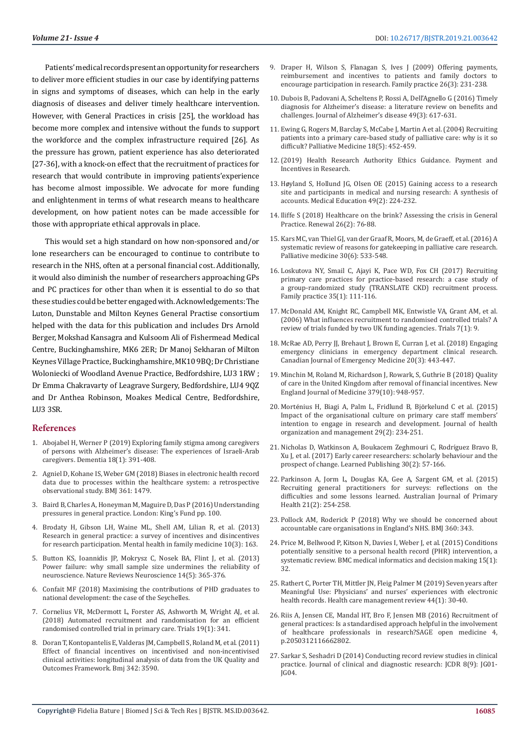Patients' medical records present an opportunity for researchers to deliver more efficient studies in our case by identifying patterns in signs and symptoms of diseases, which can help in the early diagnosis of diseases and deliver timely healthcare intervention. However, with General Practices in crisis [25], the workload has become more complex and intensive without the funds to support the workforce and the complex infrastructure required [26]. As the pressure has grown, patient experience has also deteriorated [27-36], with a knock-on effect that the recruitment of practices for research that would contribute in improving patients'experience has become almost impossible. We advocate for more funding and enlightenment in terms of what research means to healthcare development, on how patient notes can be made accessible for those with appropriate ethical approvals in place.

This would set a high standard on how non-sponsored and/or lone researchers can be encouraged to continue to contribute to research in the NHS, often at a personal financial cost. Additionally, it would also diminish the number of researchers approaching GPs and PC practices for other than when it is essential to do so that these studies could be better engaged with. Acknowledgements: The Luton, Dunstable and Milton Keynes General Practise consortium helped with the data for this publication and includes Drs Arnold Berger, Mokshad Kansagra and Kulsoom Ali of Fishermead Medical Centre, Buckinghamshire, MK6 2ER; Dr Manoj Sekharan of Milton Keynes Village Practice, Buckinghamshire, MK10 9BQ; Dr Christiane Woloniecki of Woodland Avenue Practice, Bedfordshire, LU3 1RW ; Dr Emma Chakravarty of Leagrave Surgery, Bedfordshire, LU4 9QZ and Dr Anthea Robinson, Moakes Medical Centre, Bedfordshire, LU3 3SR.

## References

1. Abojabel H, Werner P (2019) Exploring family stigma among caregivers of persons with Alzheimer's disease: The experiences of Israeli-Arab caregivers. Dementia 18(1): 391-408.
2. Agniel D, Kohane IS, Weber GM (2018) Biases in electronic health record data due to processes within the healthcare system: a retrospective observational study. BMJ 361: 1479.
3. Baird B, Charles A, Honeyman M, Maguire D, Das P (2016) Understanding pressures in general practice. London: King's Fund pp. 100.
4. Brodaty H, Gibson LH, Waine ML, Shell AM, Lilian R, et al. (2013) Research in general practice: a survey of incentives and disincentives for research participation. Mental health in family medicine 10(3): 163.
5. Button KS, Ioannidis JP, Mokrysz C, Nosek BA, Flint J, et al. (2013) Power failure: why small sample size undermines the reliability of neuroscience. Nature Reviews Neuroscience 14(5): 365-376.
6. Confait MF (2018) Maximising the contributions of PHD graduates to national development: the case of the Seychelles.
7. Cornelius VR, McDermott L, Forster AS, Ashworth M, Wright AJ, et al. (2018) Automated recruitment and randomisation for an efficient randomised controlled trial in primary care. Trials 19(1): 341.
8. Doran T, Kontopantelis E, Valderas JM, Campbell S, Roland M, et al. (2011) Effect of financial incentives on incentivised and non-incentivised clinical activities: longitudinal analysis of data from the UK Quality and Outcomes Framework. Bmj 342: 3590.
9. Draper H, Wilson S, Flanagan S, Ives J (2009) Offering payments, reimbursement and incentives to patients and family doctors to encourage participation in research. Family practice 26(3): 231-238.
10. Dubois B, Padovani A, Scheltens P, Rossi A, Dell'Agnello G (2016) Timely diagnosis for Alzheimer's disease: a literature review on benefits and challenges. Journal of Alzheimer's disease 49(3): 617-631.
11. Ewing G, Rogers M, Barclay S, McCabe J, Martin A et al. (2004) Recruiting patients into a primary care-based study of palliative care: why is it so difficult? Palliative Medicine 18(5): 452-459.
12. (2019) Health Research Authority Ethics Guidance. Payment and Incentives in Research.
13. Høyland S, Hollund JG, Olsen OE (2015) Gaining access to a research site and participants in medical and nursing research: A synthesis of accounts. Medical Education 49(2): 224-232.
14. Iliffe S (2018) Healthcare on the brink? Assessing the crisis in General Practice. Renewal 26(2): 76-88.
15. Kars MC, van Thiel GJ, van der Graaf R, Moors, M, de Graeff, et al. (2016) A systematic review of reasons for gatekeeping in palliative care research. Palliative medicine 30(6): 533-548.
16. Loskutova NY, Smail C, Ajayi K, Pace WD, Fox CH (2017) Recruiting primary care practices for practice-based research: a case study of a group-randomized study (TRANSLATE CKD) recruitment process. Family practice 35(1): 111-116.
17. McDonald AM, Knight RC, Campbell MK, Entwistle VA, Grant AM, et al. (2006) What influences recruitment to randomised controlled trials? A review of trials funded by two UK funding agencies. Trials 7(1): 9.
18. McRae AD, Perry JJ, Brehaut J, Brown E, Curran J, et al. (2018) Engaging emergency clinicians in emergency department clinical research. Canadian Journal of Emergency Medicine 20(3): 443-447.
19. Minchin M, Roland M, Richardson J, Rowark, S, Guthrie B (2018) Quality of care in the United Kingdom after removal of financial incentives. New England Journal of Medicine 379(10): 948-957.
20. Morténius H, Biagi A, Palm L, Fridlund B, Björkelund C et al. (2015) Impact of the organisational culture on primary care staff members' intention to engage in research and development. Journal of health organization and management 29(2): 234-251.
21. Nicholas D, Watkinson A, Boukacem Zeghmouri C, Rodríguez Bravo B, Xu J, et al. (2017) Early career researchers: scholarly behaviour and the prospect of change. Learned Publishing 30(2): 57-166.
22. Parkinson A, Jorm L, Douglas KA, Gee A, Sargent GM, et al. (2015) Recruiting general practitioners for surveys: reflections on the difficulties and some lessons learned. Australian Journal of Primary Health 21(2): 254-258.
23. Pollock AM, Roderick P (2018) Why we should be concerned about accountable care organisations in England's NHS. BMJ 360: 343.
24. Price M, Bellwood P, Kitson N, Davies I, Weber J, et al. (2015) Conditions potentially sensitive to a personal health record (PHR) intervention, a systematic review. BMC medical informatics and decision making 15(1): 32.
25. Rathert C, Porter TH, Mittler JN, Fleig Palmer M (2019) Seven years after Meaningful Use: Physicians' and nurses' experiences with electronic health records. Health care management review 44(1): 30-40.
26. Riis A, Jensen CE, Mandal HT, Bro F, Jensen MB (2016) Recruitment of general practices: Is a standardised approach helpful in the involvement of healthcare professionals in research?SAGE open medicine 4, p.2050312116662802.
27. Sarkar S, Seshadri D (2014) Conducting record review studies in clinical practice. Journal of clinical and diagnostic research: JCDR 8(9): JG01-JG04.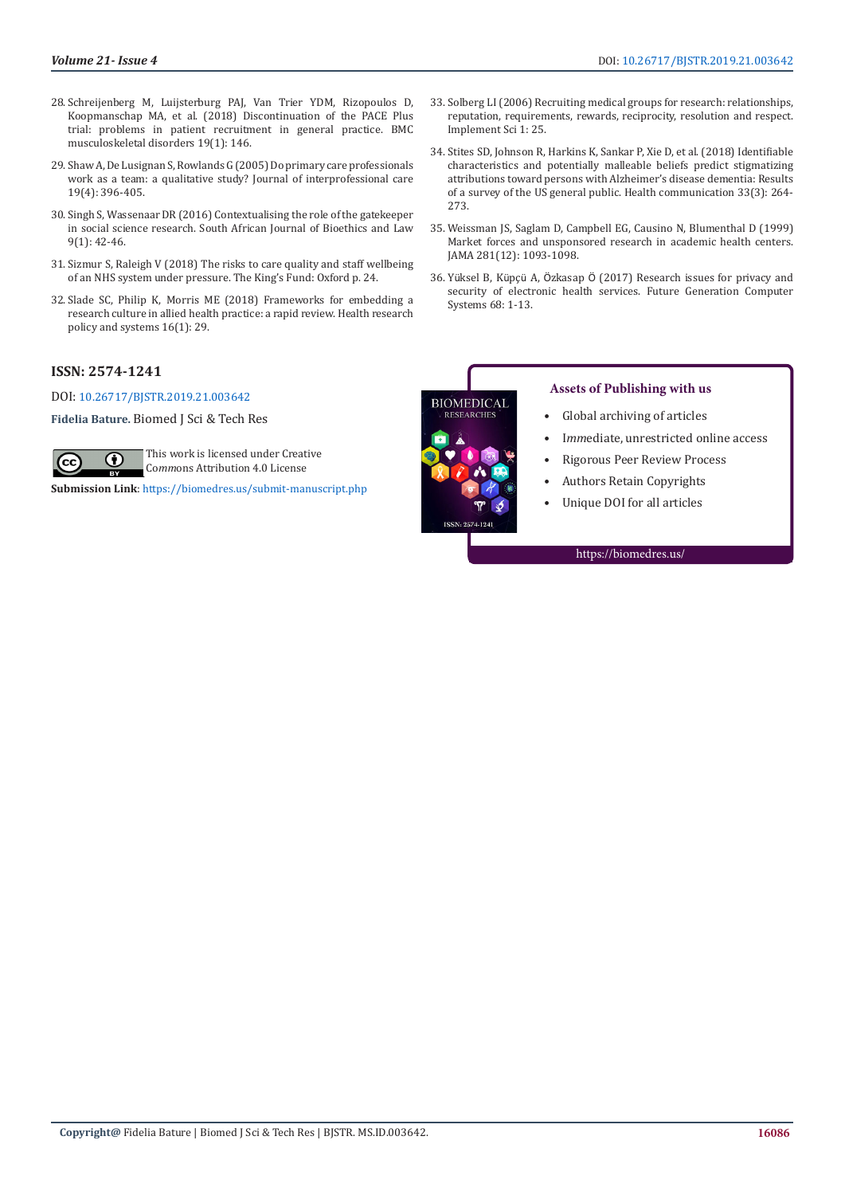28. Schreijenberg M, Luijsterburg PAJ, Van Trier YDM, Rizopoulos D, Koopmanschap MA, et al. (2018) Discontinuation of the PACE Plus trial: problems in patient recruitment in general practice. BMC musculoskeletal disorders 19(1): 146.
29. Shaw A, De Lusignan S, Rowlands G (2005) Do primary care professionals work as a team: a qualitative study? Journal of interprofessional care 19(4): 396-405.
30. Singh S, Wassenaar DR (2016) Contextualising the role of the gatekeeper in social science research. South African Journal of Bioethics and Law 9(1): 42-46.
31. Sizmur S, Raleigh V (2018) The risks to care quality and staff wellbeing of an NHS system under pressure. The King's Fund: Oxford p. 24.
32. Slade SC, Philip K, Morris ME (2018) Frameworks for embedding a research culture in allied health practice: a rapid review. Health research policy and systems 16(1): 29.
33. Solberg LI (2006) Recruiting medical groups for research: relationships, reputation, requirements, rewards, reciprocity, resolution and respect. Implement Sci 1: 25.
34. Stites SD, Johnson R, Harkins K, Sankar P, Xie D, et al. (2018) Identifiable characteristics and potentially malleable beliefs predict stigmatizing attributions toward persons with Alzheimer's disease dementia: Results of a survey of the US general public. Health communication 33(3): 264-273.
35. Weissman JS, Saglam D, Campbell EG, Causino N, Blumenthal D (1999) Market forces and unsponsored research in academic health centers. JAMA 281(12): 1093-1098.
36. Yüksel B, Küpçü A, Özkasap Ö (2017) Research issues for privacy and security of electronic health services. Future Generation Computer Systems 68: 1-13.

**ISSN: 2574-1241**

DOI: 10.26717/BJSTR.2019.21.003642

**Fidelia Bature.** Biomed J Sci & Tech Res

This work is licensed under Creative Commons Attribution 4.0 License

**Submission Link**: https://biomedres.us/submit-manuscript.php

**Assets of Publishing with us**

- Global archiving of articles
- Immediate, unrestricted online access
- Rigorous Peer Review Process
- Authors Retain Copyrights
- Unique DOI for all articles

https://biomedres.us/